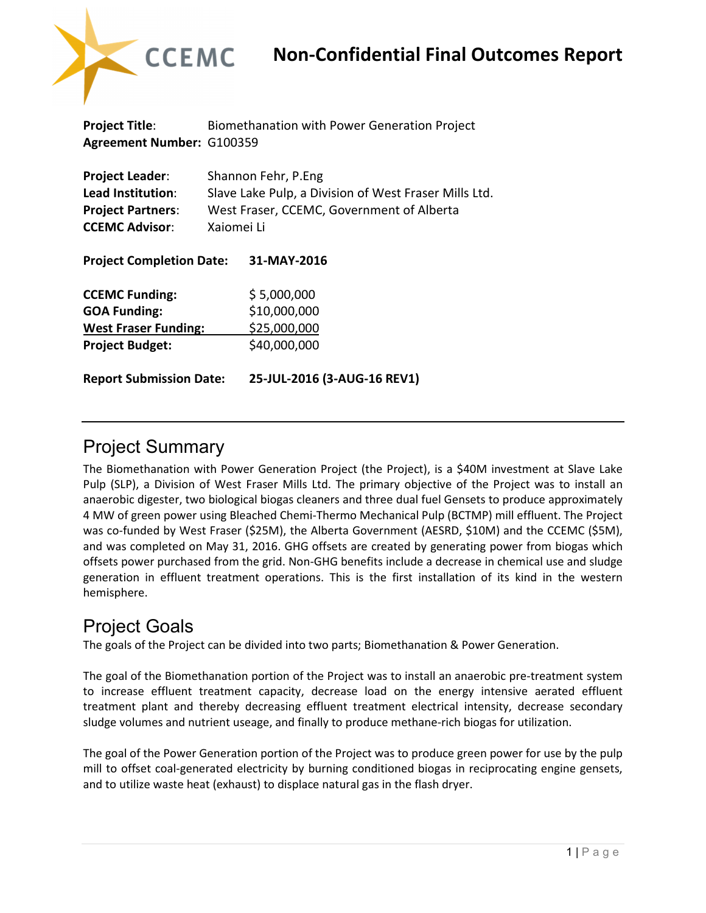# Non-Confidential Final Outcomes Report

**Project Title**: Biomethanation with Power Generation Project
**Agreement Number:** G100359

**Project Leader**: Shannon Fehr, P.Eng
**Lead Institution**: Slave Lake Pulp, a Division of West Fraser Mills Ltd.
**Project Partners**: West Fraser, CCEMC, Government of Alberta
**CCEMC Advisor**: Xaiomei Li

**Project Completion Date: 31-MAY-2016**

**CCEMC Funding:** $ 5,000,000
**GOA Funding:** $10,000,000
**West Fraser Funding:** $25,000,000
**Project Budget:** $40,000,000

**Report Submission Date: 25-JUL-2016 (3-AUG-16 REV1)**

---

## Project Summary

The Biomethanation with Power Generation Project (the Project), is a $40M investment at Slave Lake Pulp (SLP), a Division of West Fraser Mills Ltd. The primary objective of the Project was to install an anaerobic digester, two biological biogas cleaners and three dual fuel Gensets to produce approximately 4 MW of green power using Bleached Chemi-Thermo Mechanical Pulp (BCTMP) mill effluent. The Project was co-funded by West Fraser ($25M), the Alberta Government (AESRD, $10M) and the CCEMC ($5M), and was completed on May 31, 2016. GHG offsets are created by generating power from biogas which offsets power purchased from the grid. Non-GHG benefits include a decrease in chemical use and sludge generation in effluent treatment operations. This is the first installation of its kind in the western hemisphere.

## Project Goals

The goals of the Project can be divided into two parts; Biomethanation & Power Generation.

The goal of the Biomethanation portion of the Project was to install an anaerobic pre-treatment system to increase effluent treatment capacity, decrease load on the energy intensive aerated effluent treatment plant and thereby decreasing effluent treatment electrical intensity, decrease secondary sludge volumes and nutrient useage, and finally to produce methane-rich biogas for utilization.

The goal of the Power Generation portion of the Project was to produce green power for use by the pulp mill to offset coal-generated electricity by burning conditioned biogas in reciprocating engine gensets, and to utilize waste heat (exhaust) to displace natural gas in the flash dryer.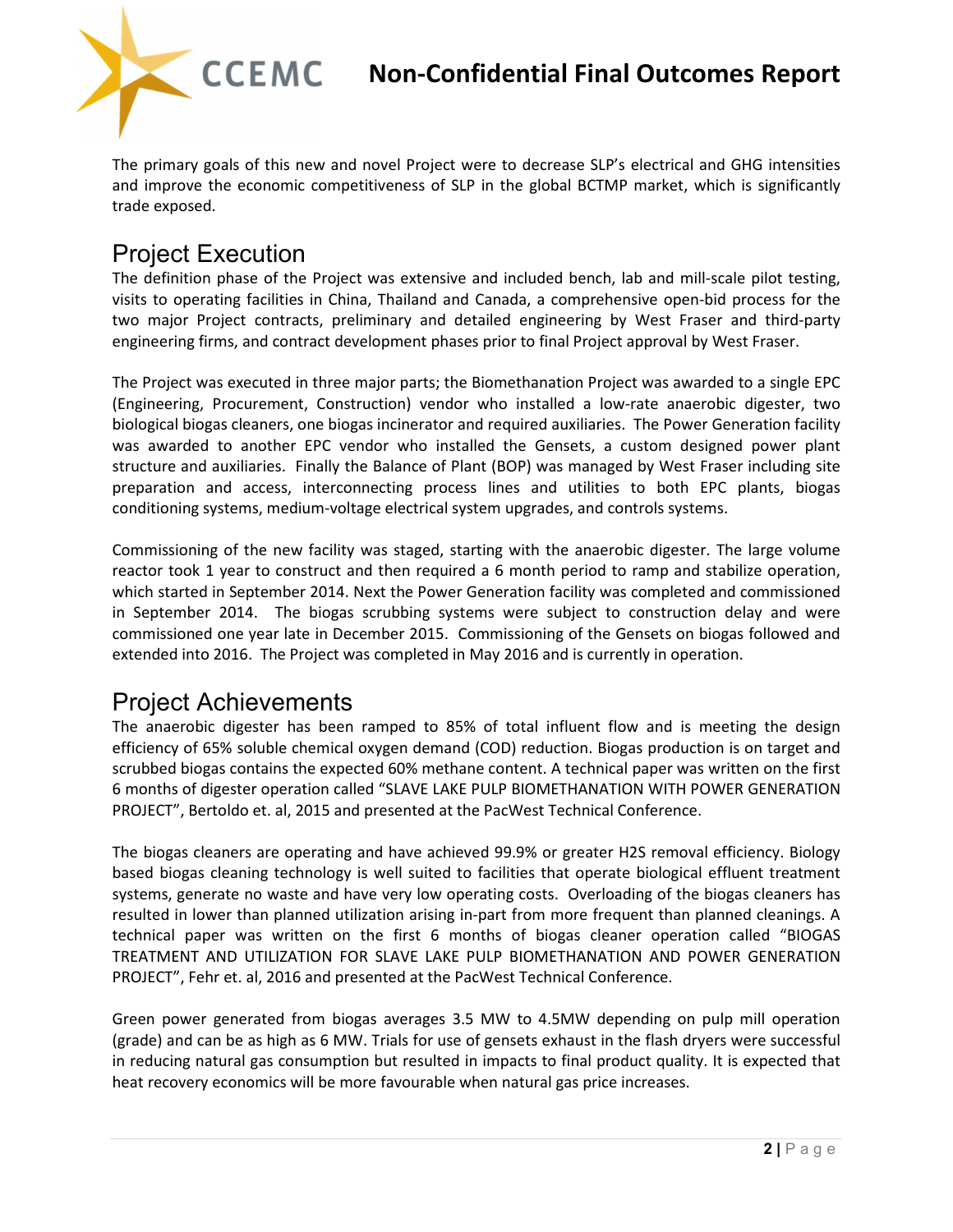The primary goals of this new and novel Project were to decrease SLP's electrical and GHG intensities and improve the economic competitiveness of SLP in the global BCTMP market, which is significantly trade exposed.

## Project Execution

The definition phase of the Project was extensive and included bench, lab and mill-scale pilot testing, visits to operating facilities in China, Thailand and Canada, a comprehensive open-bid process for the two major Project contracts, preliminary and detailed engineering by West Fraser and third-party engineering firms, and contract development phases prior to final Project approval by West Fraser.

The Project was executed in three major parts; the Biomethanation Project was awarded to a single EPC (Engineering, Procurement, Construction) vendor who installed a low-rate anaerobic digester, two biological biogas cleaners, one biogas incinerator and required auxiliaries. The Power Generation facility was awarded to another EPC vendor who installed the Gensets, a custom designed power plant structure and auxiliaries. Finally the Balance of Plant (BOP) was managed by West Fraser including site preparation and access, interconnecting process lines and utilities to both EPC plants, biogas conditioning systems, medium-voltage electrical system upgrades, and controls systems.

Commissioning of the new facility was staged, starting with the anaerobic digester. The large volume reactor took 1 year to construct and then required a 6 month period to ramp and stabilize operation, which started in September 2014. Next the Power Generation facility was completed and commissioned in September 2014. The biogas scrubbing systems were subject to construction delay and were commissioned one year late in December 2015. Commissioning of the Gensets on biogas followed and extended into 2016. The Project was completed in May 2016 and is currently in operation.

## Project Achievements

The anaerobic digester has been ramped to 85% of total influent flow and is meeting the design efficiency of 65% soluble chemical oxygen demand (COD) reduction. Biogas production is on target and scrubbed biogas contains the expected 60% methane content. A technical paper was written on the first 6 months of digester operation called "SLAVE LAKE PULP BIOMETHANATION WITH POWER GENERATION PROJECT", Bertoldo et. al, 2015 and presented at the PacWest Technical Conference.

The biogas cleaners are operating and have achieved 99.9% or greater $H_2S$ removal efficiency. Biology based biogas cleaning technology is well suited to facilities that operate biological effluent treatment systems, generate no waste and have very low operating costs. Overloading of the biogas cleaners has resulted in lower than planned utilization arising in-part from more frequent than planned cleanings. A technical paper was written on the first 6 months of biogas cleaner operation called "BIOGAS TREATMENT AND UTILIZATION FOR SLAVE LAKE PULP BIOMETHANATION AND POWER GENERATION PROJECT", Fehr et. al, 2016 and presented at the PacWest Technical Conference.

Green power generated from biogas averages 3.5 MW to 4.5MW depending on pulp mill operation (grade) and can be as high as 6 MW. Trials for use of gensets exhaust in the flash dryers were successful in reducing natural gas consumption but resulted in impacts to final product quality. It is expected that heat recovery economics will be more favourable when natural gas price increases.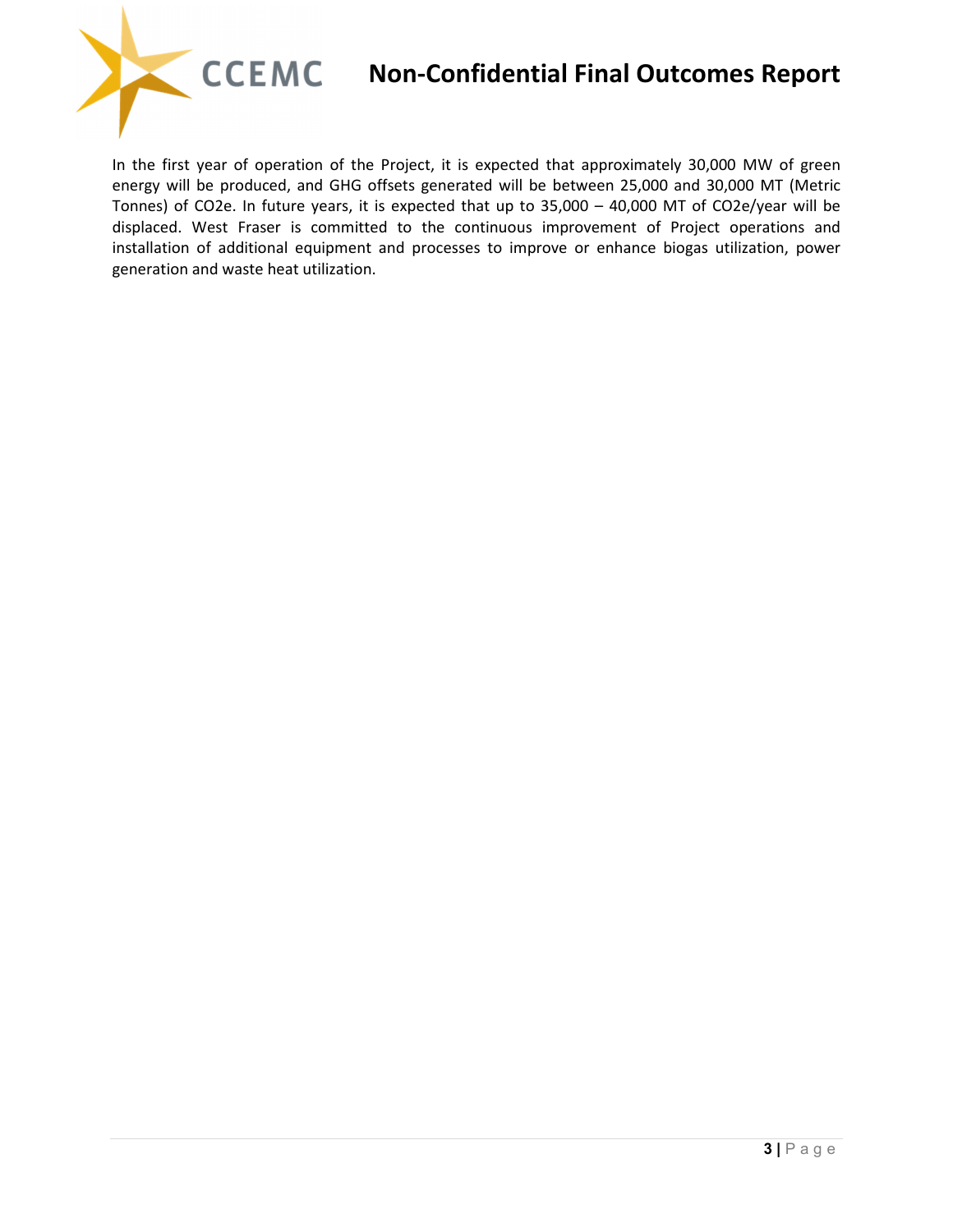In the first year of operation of the Project, it is expected that approximately 30,000 MW of green energy will be produced, and GHG offsets generated will be between 25,000 and 30,000 MT (Metric Tonnes) of CO2e. In future years, it is expected that up to 35,000 – 40,000 MT of CO2e/year will be displaced. West Fraser is committed to the continuous improvement of Project operations and installation of additional equipment and processes to improve or enhance biogas utilization, power generation and waste heat utilization.